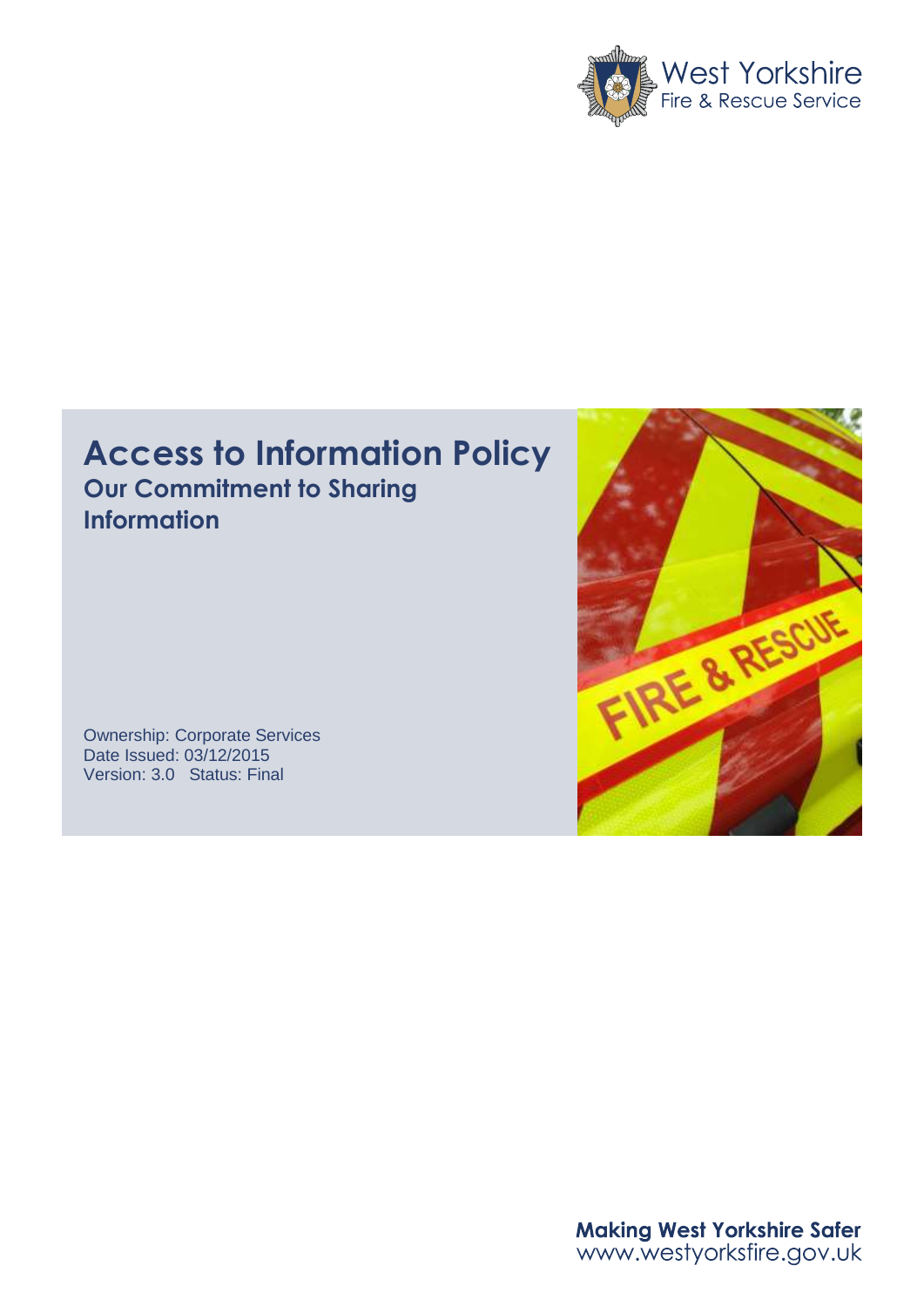West Yorkshire
Fire & Rescue Service

# Access to Information Policy

## Our Commitment to Sharing Information

Ownership: Corporate Services
Date Issued: 03/12/2015
Version: 3.0 Status: Final

**Making West Yorkshire Safer**
www.westyorksfire.gov.uk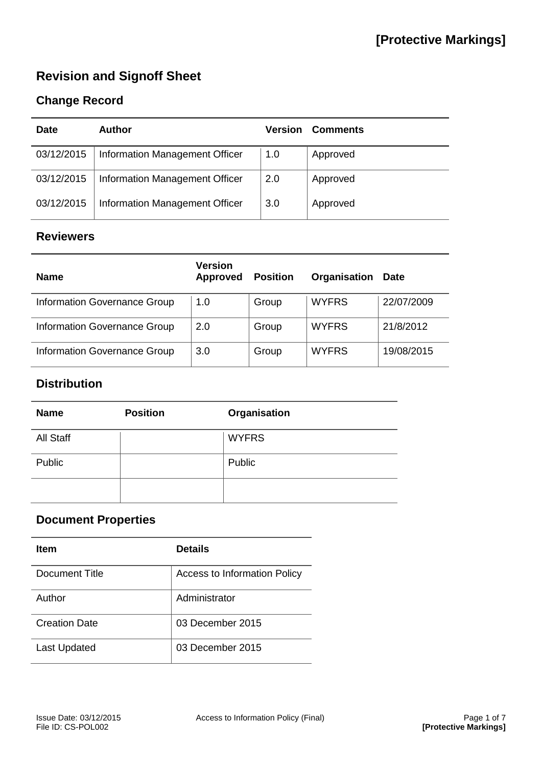# Revision and Signoff Sheet

## Change Record

| Date | Author | Version | Comments |
|---|---|---|---|
| 03/12/2015 | Information Management Officer | 1.0 | Approved |
| 03/12/2015 | Information Management Officer | 2.0 | Approved |
| 03/12/2015 | Information Management Officer | 3.0 | Approved |

## Reviewers

| Name | Version Approved | Position | Organisation | Date |
|---|---|---|---|---|
| Information Governance Group | 1.0 | Group | WYFRS | 22/07/2009 |
| Information Governance Group | 2.0 | Group | WYFRS | 21/8/2012 |
| Information Governance Group | 3.0 | Group | WYFRS | 19/08/2015 |

## Distribution

| Name | Position | Organisation |
|---|---|---|
| All Staff | | WYFRS |
| Public | | Public |
| | | |

## Document Properties

| Item | Details |
|---|---|
| Document Title | Access to Information Policy |
| Author | Administrator |
| Creation Date | 03 December 2015 |
| Last Updated | 03 December 2015 |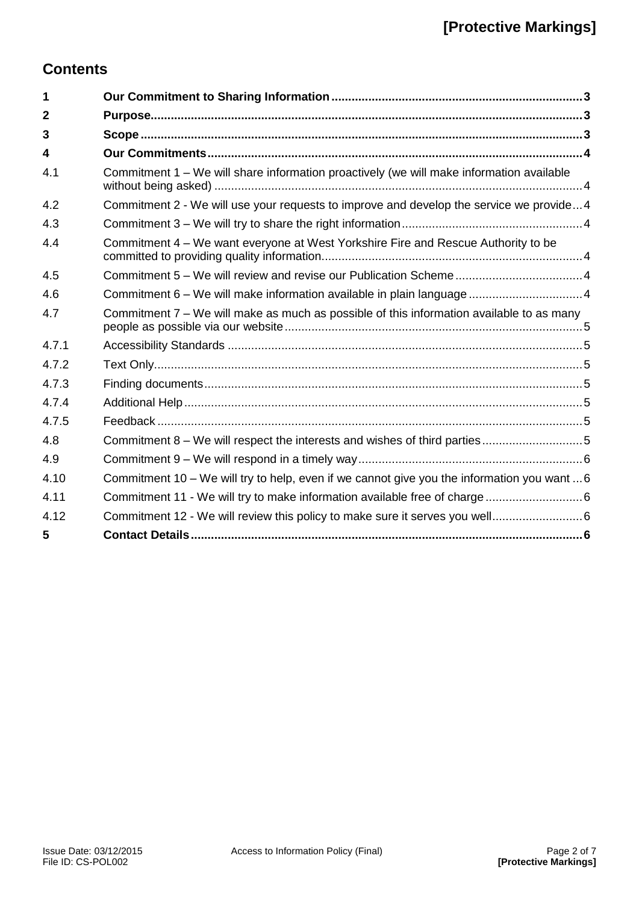## Contents

| | | |
|---|---|---|
| **1** | **Our Commitment to Sharing Information** | **3** |
| **2** | **Purpose** | **3** |
| **3** | **Scope** | **3** |
| **4** | **Our Commitments** | **4** |
| 4.1 | Commitment 1 – We will share information proactively (we will make information available without being asked) | 4 |
| 4.2 | Commitment 2 - We will use your requests to improve and develop the service we provide | 4 |
| 4.3 | Commitment 3 – We will try to share the right information | 4 |
| 4.4 | Commitment 4 – We want everyone at West Yorkshire Fire and Rescue Authority to be committed to providing quality information | 4 |
| 4.5 | Commitment 5 – We will review and revise our Publication Scheme | 4 |
| 4.6 | Commitment 6 – We will make information available in plain language | 4 |
| 4.7 | Commitment 7 – We will make as much as possible of this information available to as many people as possible via our website | 5 |
| 4.7.1 | Accessibility Standards | 5 |
| 4.7.2 | Text Only | 5 |
| 4.7.3 | Finding documents | 5 |
| 4.7.4 | Additional Help | 5 |
| 4.7.5 | Feedback | 5 |
| 4.8 | Commitment 8 – We will respect the interests and wishes of third parties | 5 |
| 4.9 | Commitment 9 – We will respond in a timely way | 6 |
| 4.10 | Commitment 10 – We will try to help, even if we cannot give you the information you want | 6 |
| 4.11 | Commitment 11 - We will try to make information available free of charge | 6 |
| 4.12 | Commitment 12 - We will review this policy to make sure it serves you well | 6 |
| **5** | **Contact Details** | **6** |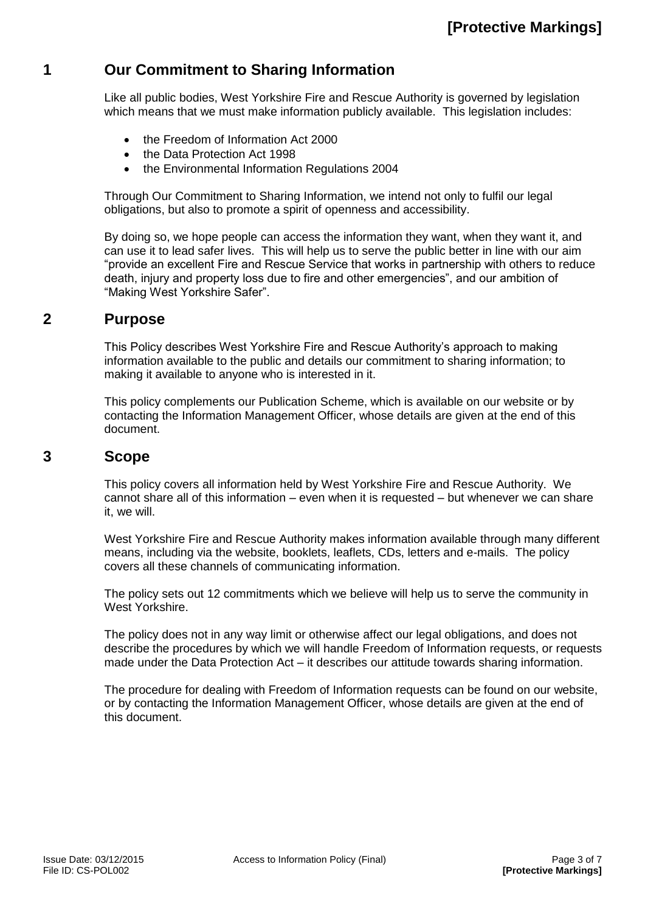## 1 Our Commitment to Sharing Information

Like all public bodies, West Yorkshire Fire and Rescue Authority is governed by legislation which means that we must make information publicly available. This legislation includes:

- the Freedom of Information Act 2000
- the Data Protection Act 1998
- the Environmental Information Regulations 2004

Through Our Commitment to Sharing Information, we intend not only to fulfil our legal obligations, but also to promote a spirit of openness and accessibility.

By doing so, we hope people can access the information they want, when they want it, and can use it to lead safer lives. This will help us to serve the public better in line with our aim "provide an excellent Fire and Rescue Service that works in partnership with others to reduce death, injury and property loss due to fire and other emergencies", and our ambition of "Making West Yorkshire Safer".

## 2 Purpose

This Policy describes West Yorkshire Fire and Rescue Authority's approach to making information available to the public and details our commitment to sharing information; to making it available to anyone who is interested in it.

This policy complements our Publication Scheme, which is available on our website or by contacting the Information Management Officer, whose details are given at the end of this document.

## 3 Scope

This policy covers all information held by West Yorkshire Fire and Rescue Authority. We cannot share all of this information – even when it is requested – but whenever we can share it, we will.

West Yorkshire Fire and Rescue Authority makes information available through many different means, including via the website, booklets, leaflets, CDs, letters and e-mails. The policy covers all these channels of communicating information.

The policy sets out 12 commitments which we believe will help us to serve the community in West Yorkshire.

The policy does not in any way limit or otherwise affect our legal obligations, and does not describe the procedures by which we will handle Freedom of Information requests, or requests made under the Data Protection Act – it describes our attitude towards sharing information.

The procedure for dealing with Freedom of Information requests can be found on our website, or by contacting the Information Management Officer, whose details are given at the end of this document.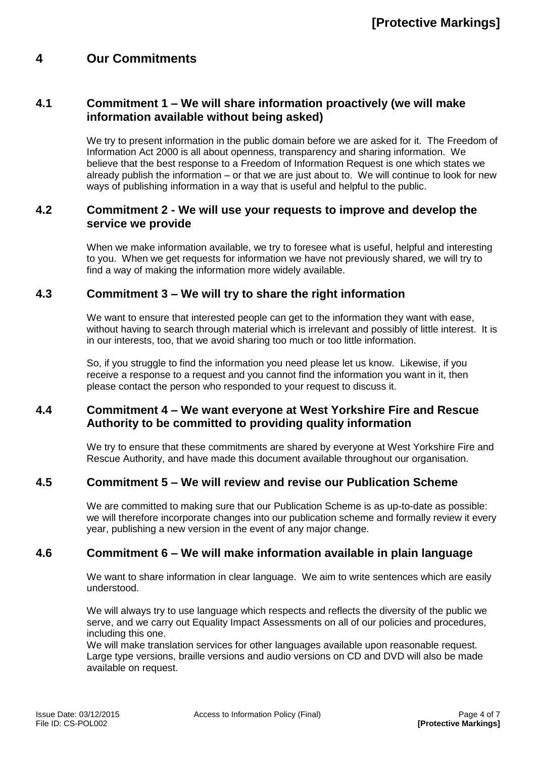# 4 Our Commitments

## 4.1 Commitment 1 – We will share information proactively (we will make information available without being asked)

We try to present information in the public domain before we are asked for it. The Freedom of Information Act 2000 is all about openness, transparency and sharing information. We believe that the best response to a Freedom of Information Request is one which states we already publish the information – or that we are just about to. We will continue to look for new ways of publishing information in a way that is useful and helpful to the public.

## 4.2 Commitment 2 - We will use your requests to improve and develop the service we provide

When we make information available, we try to foresee what is useful, helpful and interesting to you. When we get requests for information we have not previously shared, we will try to find a way of making the information more widely available.

## 4.3 Commitment 3 – We will try to share the right information

We want to ensure that interested people can get to the information they want with ease, without having to search through material which is irrelevant and possibly of little interest. It is in our interests, too, that we avoid sharing too much or too little information.

So, if you struggle to find the information you need please let us know. Likewise, if you receive a response to a request and you cannot find the information you want in it, then please contact the person who responded to your request to discuss it.

## 4.4 Commitment 4 – We want everyone at West Yorkshire Fire and Rescue Authority to be committed to providing quality information

We try to ensure that these commitments are shared by everyone at West Yorkshire Fire and Rescue Authority, and have made this document available throughout our organisation.

## 4.5 Commitment 5 – We will review and revise our Publication Scheme

We are committed to making sure that our Publication Scheme is as up-to-date as possible: we will therefore incorporate changes into our publication scheme and formally review it every year, publishing a new version in the event of any major change.

## 4.6 Commitment 6 – We will make information available in plain language

We want to share information in clear language. We aim to write sentences which are easily understood.

We will always try to use language which respects and reflects the diversity of the public we serve, and we carry out Equality Impact Assessments on all of our policies and procedures, including this one.
We will make translation services for other languages available upon reasonable request. Large type versions, braille versions and audio versions on CD and DVD will also be made available on request.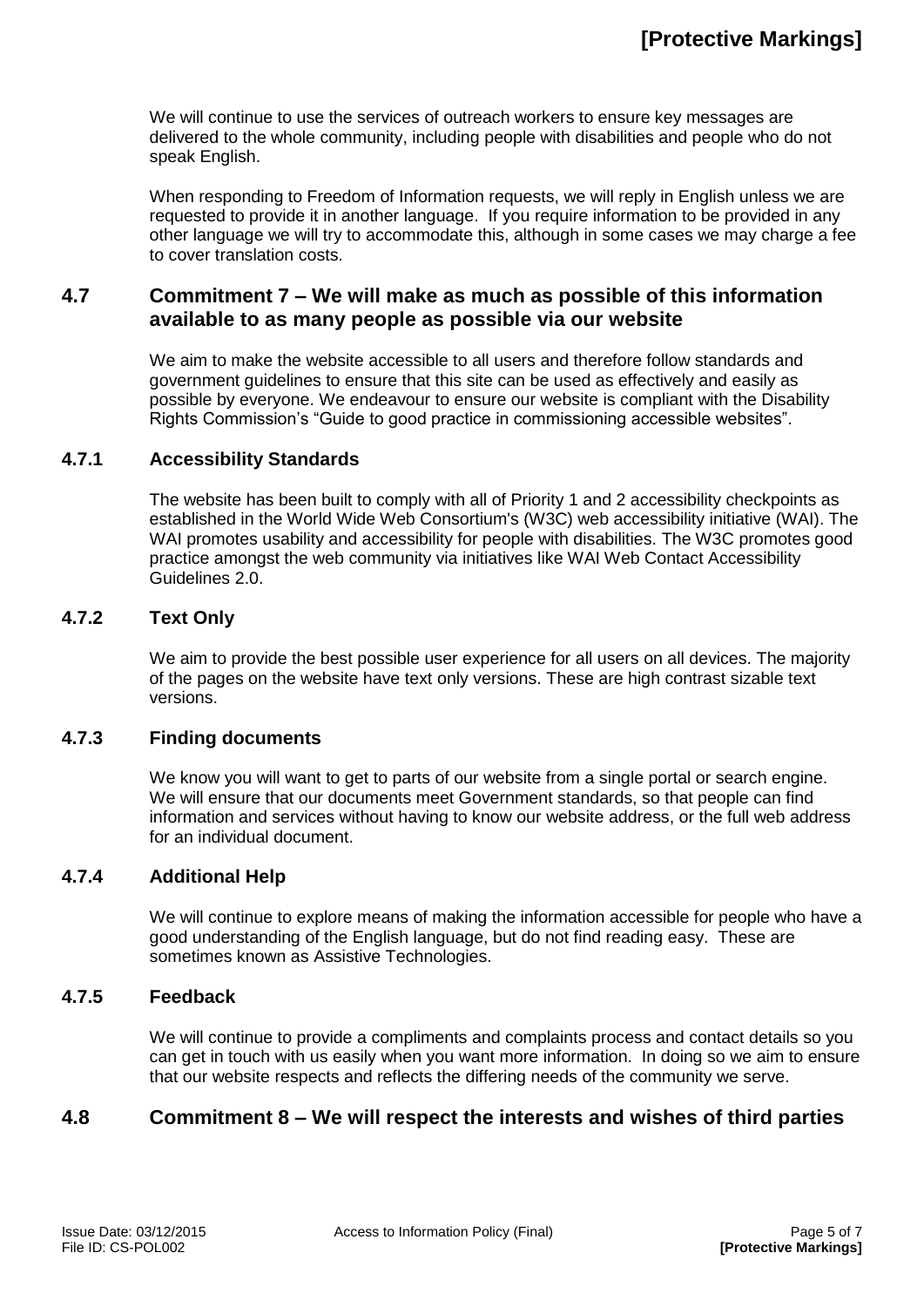We will continue to use the services of outreach workers to ensure key messages are delivered to the whole community, including people with disabilities and people who do not speak English.

When responding to Freedom of Information requests, we will reply in English unless we are requested to provide it in another language. If you require information to be provided in any other language we will try to accommodate this, although in some cases we may charge a fee to cover translation costs.

## 4.7 Commitment 7 – We will make as much as possible of this information available to as many people as possible via our website

We aim to make the website accessible to all users and therefore follow standards and government guidelines to ensure that this site can be used as effectively and easily as possible by everyone. We endeavour to ensure our website is compliant with the Disability Rights Commission's "Guide to good practice in commissioning accessible websites".

### 4.7.1 Accessibility Standards

The website has been built to comply with all of Priority 1 and 2 accessibility checkpoints as established in the World Wide Web Consortium's (W3C) web accessibility initiative (WAI). The WAI promotes usability and accessibility for people with disabilities. The W3C promotes good practice amongst the web community via initiatives like WAI Web Contact Accessibility Guidelines 2.0.

### 4.7.2 Text Only

We aim to provide the best possible user experience for all users on all devices. The majority of the pages on the website have text only versions. These are high contrast sizable text versions.

### 4.7.3 Finding documents

We know you will want to get to parts of our website from a single portal or search engine. We will ensure that our documents meet Government standards, so that people can find information and services without having to know our website address, or the full web address for an individual document.

### 4.7.4 Additional Help

We will continue to explore means of making the information accessible for people who have a good understanding of the English language, but do not find reading easy. These are sometimes known as Assistive Technologies.

### 4.7.5 Feedback

We will continue to provide a compliments and complaints process and contact details so you can get in touch with us easily when you want more information. In doing so we aim to ensure that our website respects and reflects the differing needs of the community we serve.

## 4.8 Commitment 8 – We will respect the interests and wishes of third parties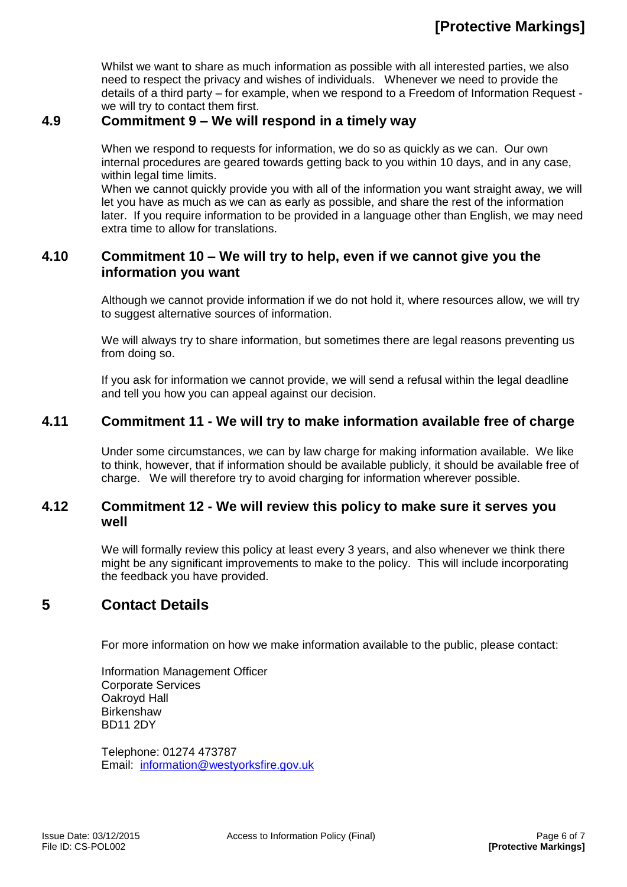Whilst we want to share as much information as possible with all interested parties, we also need to respect the privacy and wishes of individuals. Whenever we need to provide the details of a third party – for example, when we respond to a Freedom of Information Request - we will try to contact them first.

## 4.9 Commitment 9 – We will respond in a timely way

When we respond to requests for information, we do so as quickly as we can. Our own internal procedures are geared towards getting back to you within 10 days, and in any case, within legal time limits.

When we cannot quickly provide you with all of the information you want straight away, we will let you have as much as we can as early as possible, and share the rest of the information later. If you require information to be provided in a language other than English, we may need extra time to allow for translations.

## 4.10 Commitment 10 – We will try to help, even if we cannot give you the information you want

Although we cannot provide information if we do not hold it, where resources allow, we will try to suggest alternative sources of information.

We will always try to share information, but sometimes there are legal reasons preventing us from doing so.

If you ask for information we cannot provide, we will send a refusal within the legal deadline and tell you how you can appeal against our decision.

## 4.11 Commitment 11 - We will try to make information available free of charge

Under some circumstances, we can by law charge for making information available. We like to think, however, that if information should be available publicly, it should be available free of charge. We will therefore try to avoid charging for information wherever possible.

## 4.12 Commitment 12 - We will review this policy to make sure it serves you well

We will formally review this policy at least every 3 years, and also whenever we think there might be any significant improvements to make to the policy. This will include incorporating the feedback you have provided.

# 5 Contact Details

For more information on how we make information available to the public, please contact:

Information Management Officer
Corporate Services
Oakroyd Hall
Birkenshaw
BD11 2DY

Telephone: 01274 473787
Email: information@westyorksfire.gov.uk